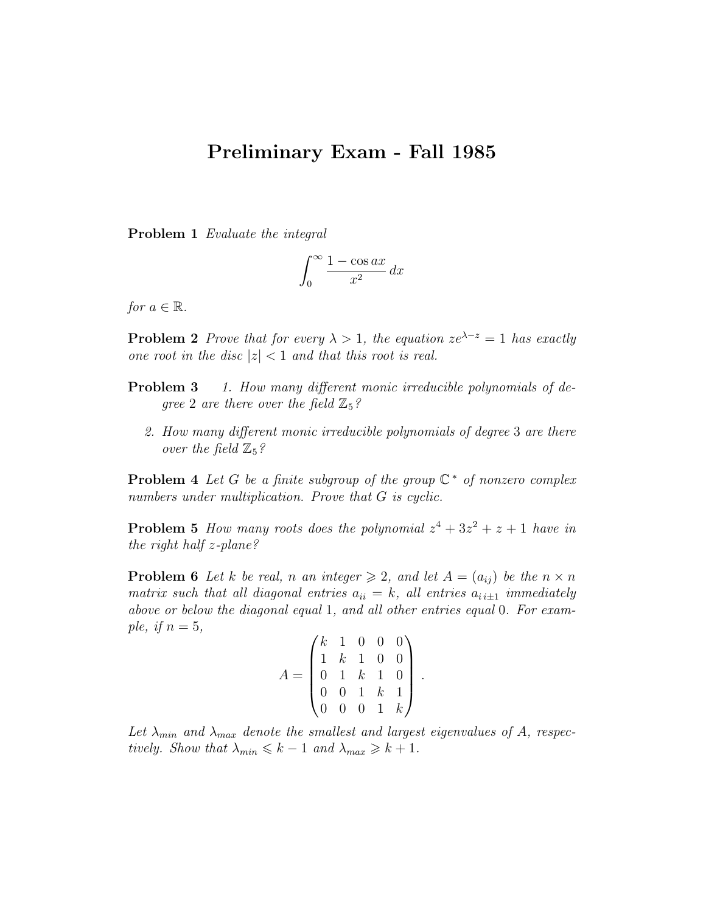# Preliminary Exam - Fall 1985

**Problem 1** *Evaluate the integral*

$$\int_0^\infty \frac{1 - \cos ax}{x^2} \, dx$$

*for* $a \in \mathbb{R}$.

**Problem 2** *Prove that for every* $\lambda > 1$*, the equation* $ze^{\lambda - z} = 1$ *has exactly one root in the disc* $|z| < 1$ *and that this root is real.*

**Problem 3**

1. *How many different monic irreducible polynomials of degree* 2 *are there over the field* $\mathbb{Z}_5$*?*
2. *How many different monic irreducible polynomials of degree* 3 *are there over the field* $\mathbb{Z}_5$*?*

**Problem 4** *Let* $G$ *be a finite subgroup of the group* $\mathbb{C}^*$ *of nonzero complex numbers under multiplication. Prove that* $G$ *is cyclic.*

**Problem 5** *How many roots does the polynomial* $z^4 + 3z^2 + z + 1$ *have in the right half* $z$*-plane?*

**Problem 6** *Let* $k$ *be real,* $n$ *an integer* $\geqslant 2$*, and let* $A = (a_{ij})$ *be the* $n \times n$ *matrix such that all diagonal entries* $a_{ii} = k$*, all entries* $a_{i\,i\pm1}$ *immediately above or below the diagonal equal* 1*, and all other entries equal* 0*. For example, if* $n = 5$*,*

$$A = \begin{pmatrix} k & 1 & 0 & 0 & 0 \\ 1 & k & 1 & 0 & 0 \\ 0 & 1 & k & 1 & 0 \\ 0 & 0 & 1 & k & 1 \\ 0 & 0 & 0 & 1 & k \end{pmatrix}.$$

*Let* $\lambda_{min}$ *and* $\lambda_{max}$ *denote the smallest and largest eigenvalues of* $A$*, respectively. Show that* $\lambda_{min} \leqslant k - 1$ *and* $\lambda_{max} \geqslant k + 1$*.*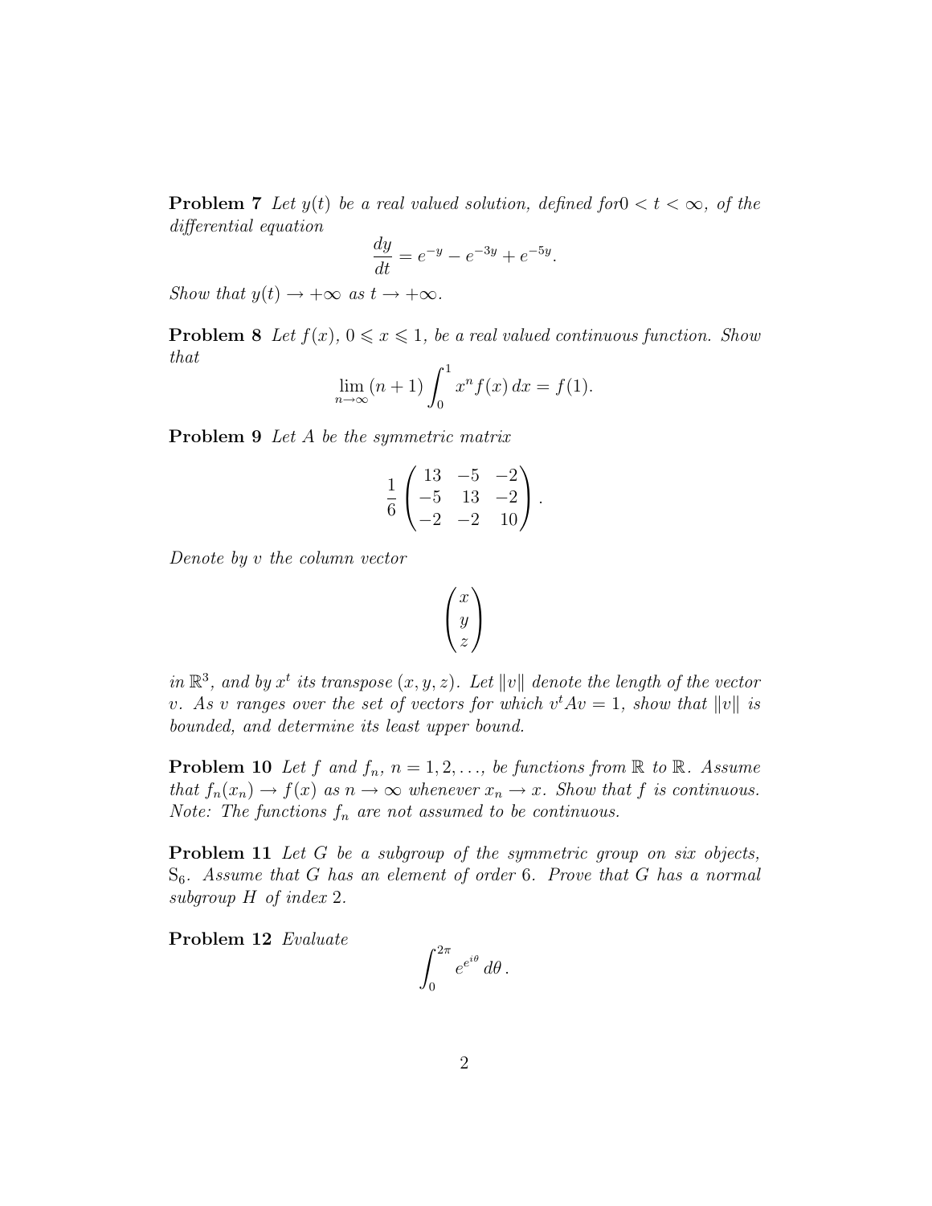**Problem 7** *Let $y(t)$ be a real valued solution, defined for$0 < t < \infty$, of the differential equation*

$$\frac{dy}{dt} = e^{-y} - e^{-3y} + e^{-5y}.$$

*Show that $y(t) \to +\infty$ as $t \to +\infty$.*

**Problem 8** *Let $f(x)$, $0 \leqslant x \leqslant 1$, be a real valued continuous function. Show that*

$$\lim_{n\to\infty} (n+1) \int_0^1 x^n f(x)\, dx = f(1).$$

**Problem 9** *Let $A$ be the symmetric matrix*

$$\frac{1}{6} \begin{pmatrix} 13 & -5 & -2 \\ -5 & 13 & -2 \\ -2 & -2 & 10 \end{pmatrix}.$$

*Denote by $v$ the column vector*

$$\begin{pmatrix} x \\ y \\ z \end{pmatrix}$$

*in $\mathbb{R}^3$, and by $x^t$ its transpose $(x, y, z)$. Let $\|v\|$ denote the length of the vector $v$. As $v$ ranges over the set of vectors for which $v^t A v = 1$, show that $\|v\|$ is bounded, and determine its least upper bound.*

**Problem 10** *Let $f$ and $f_n$, $n = 1, 2, \ldots$, be functions from $\mathbb{R}$ to $\mathbb{R}$. Assume that $f_n(x_n) \to f(x)$ as $n \to \infty$ whenever $x_n \to x$. Show that $f$ is continuous. Note: The functions $f_n$ are not assumed to be continuous.*

**Problem 11** *Let $G$ be a subgroup of the symmetric group on six objects, $S_6$. Assume that $G$ has an element of order 6. Prove that $G$ has a normal subgroup $H$ of index 2.*

**Problem 12** *Evaluate*

$$\int_0^{2\pi} e^{e^{i\theta}}\, d\theta\,.$$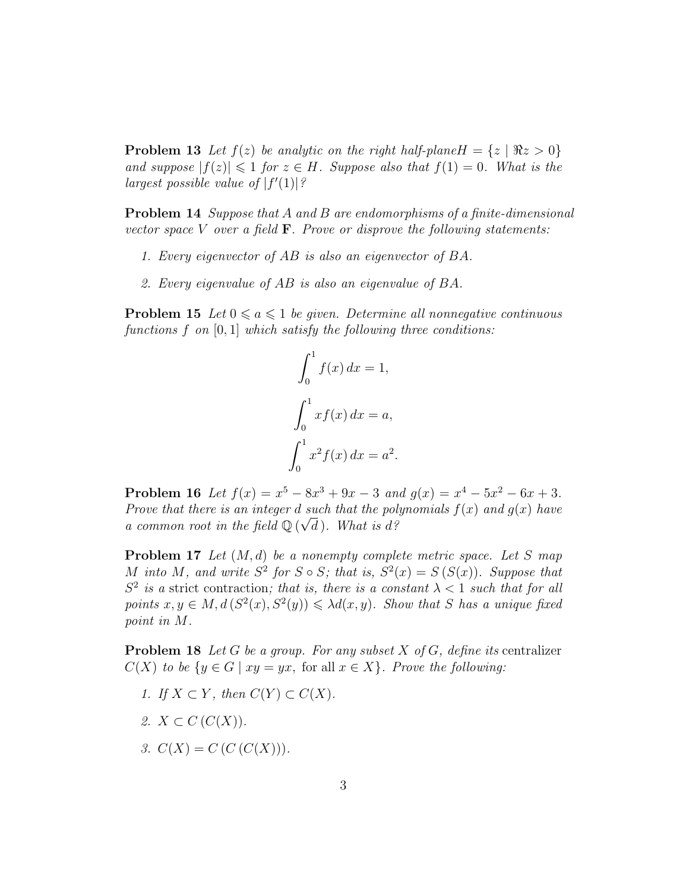**Problem 13** *Let $f(z)$ be analytic on the right half-plane $H = \{z \mid \Re z > 0\}$ and suppose $|f(z)| \leqslant 1$ for $z \in H$. Suppose also that $f(1) = 0$. What is the largest possible value of $|f'(1)|$?*

**Problem 14** *Suppose that $A$ and $B$ are endomorphisms of a finite-dimensional vector space $V$ over a field $\mathbf{F}$. Prove or disprove the following statements:*

1. *Every eigenvector of $AB$ is also an eigenvector of $BA$.*
2. *Every eigenvalue of $AB$ is also an eigenvalue of $BA$.*

**Problem 15** *Let $0 \leqslant a \leqslant 1$ be given. Determine all nonnegative continuous functions $f$ on $[0,1]$ which satisfy the following three conditions:*

$$\int_0^1 f(x)\,dx = 1,$$

$$\int_0^1 x f(x)\,dx = a,$$

$$\int_0^1 x^2 f(x)\,dx = a^2.$$

**Problem 16** *Let $f(x) = x^5 - 8x^3 + 9x - 3$ and $g(x) = x^4 - 5x^2 - 6x + 3$. Prove that there is an integer $d$ such that the polynomials $f(x)$ and $g(x)$ have a common root in the field $\mathbb{Q}(\sqrt{d})$. What is $d$?*

**Problem 17** *Let $(M, d)$ be a nonempty complete metric space. Let $S$ map $M$ into $M$, and write $S^2$ for $S \circ S$; that is, $S^2(x) = S(S(x))$. Suppose that $S^2$ is a* strict contraction*; that is, there is a constant $\lambda < 1$ such that for all points $x, y \in M$, $d(S^2(x), S^2(y)) \leqslant \lambda d(x, y)$. Show that $S$ has a unique fixed point in $M$.*

**Problem 18** *Let $G$ be a group. For any subset $X$ of $G$, define its* centralizer *$C(X)$ to be $\{y \in G \mid xy = yx, \text{ for all } x \in X\}$. Prove the following:*

1. *If $X \subset Y$, then $C(Y) \subset C(X)$.*
2. *$X \subset C(C(X))$.*
3. *$C(X) = C(C(C(X)))$.*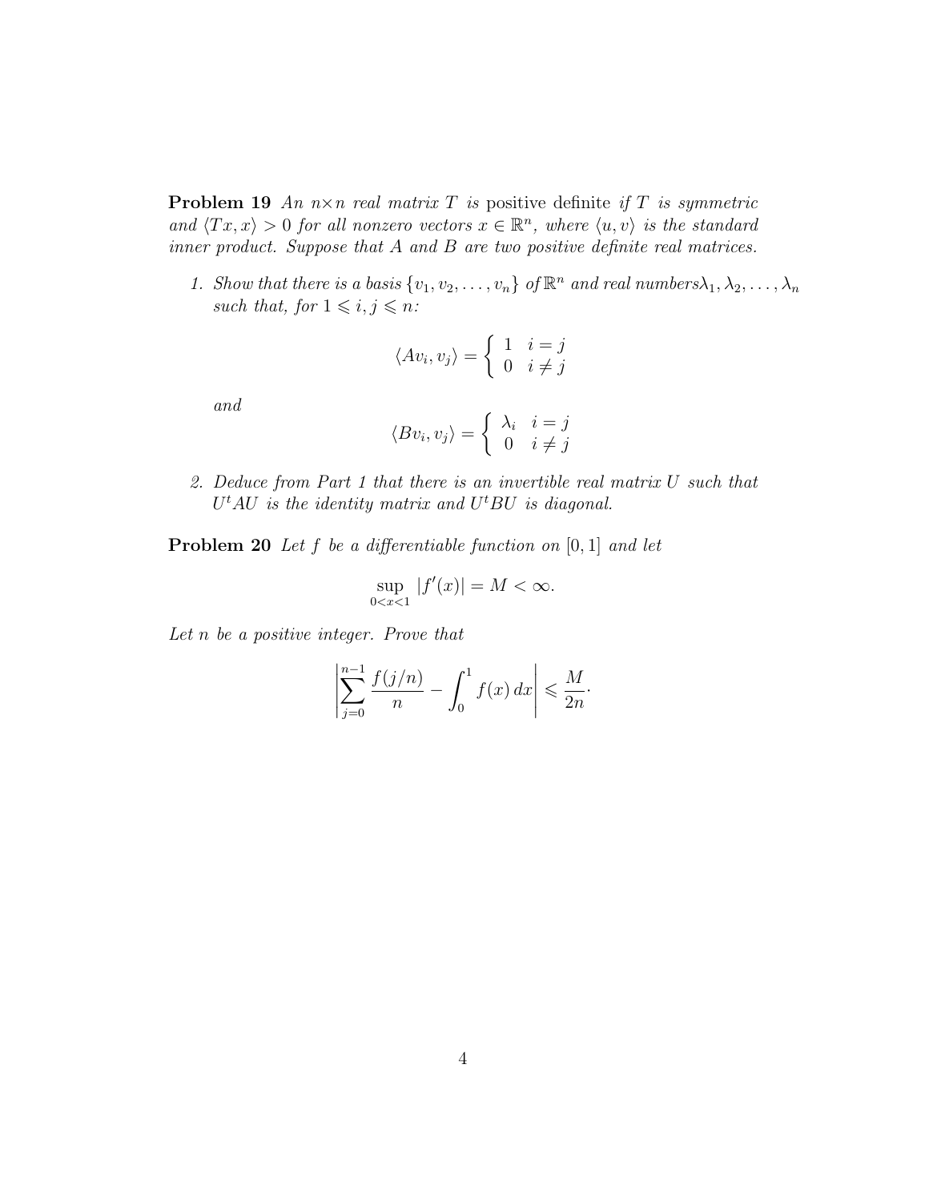**Problem 19** *An $n \times n$ real matrix $T$ is* positive definite *if $T$ is symmetric and $\langle Tx, x \rangle > 0$ for all nonzero vectors $x \in \mathbb{R}^n$, where $\langle u, v \rangle$ is the standard inner product. Suppose that $A$ and $B$ are two positive definite real matrices.*

1. *Show that there is a basis $\{v_1, v_2, \ldots, v_n\}$ of $\mathbb{R}^n$ and real numbers$\lambda_1, \lambda_2, \ldots, \lambda_n$ such that, for $1 \leqslant i, j \leqslant n$:*

$$\langle Av_i, v_j \rangle = \begin{cases} 1 & i = j \\ 0 & i \neq j \end{cases}$$

*and*

$$\langle Bv_i, v_j \rangle = \begin{cases} \lambda_i & i = j \\ 0 & i \neq j \end{cases}$$

2. *Deduce from Part 1 that there is an invertible real matrix $U$ such that $U^t AU$ is the identity matrix and $U^t BU$ is diagonal.*

**Problem 20** *Let $f$ be a differentiable function on $[0, 1]$ and let*

$$\sup_{0<x<1} |f'(x)| = M < \infty.$$

*Let $n$ be a positive integer. Prove that*

$$\left| \sum_{j=0}^{n-1} \frac{f(j/n)}{n} - \int_0^1 f(x)\, dx \right| \leqslant \frac{M}{2n}\cdot$$